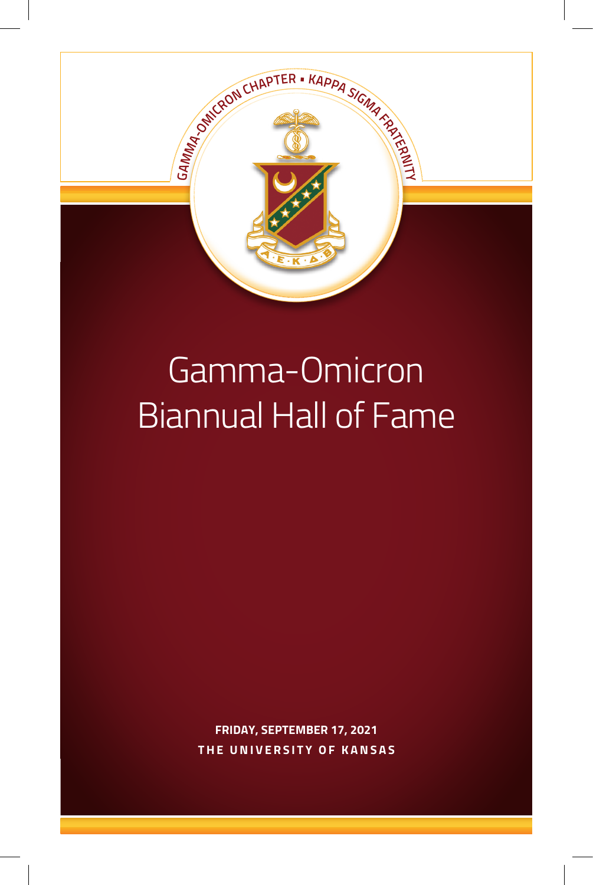GAMMA-OMICRON CHAPTER ▪ KAPPA SIGMA FRATERNITY

# Gamma-Omicron Biannual Hall of Fame

**FRIDAY, SEPTEMBER 17, 2021**

**THE UNIVERSITY OF KANSAS**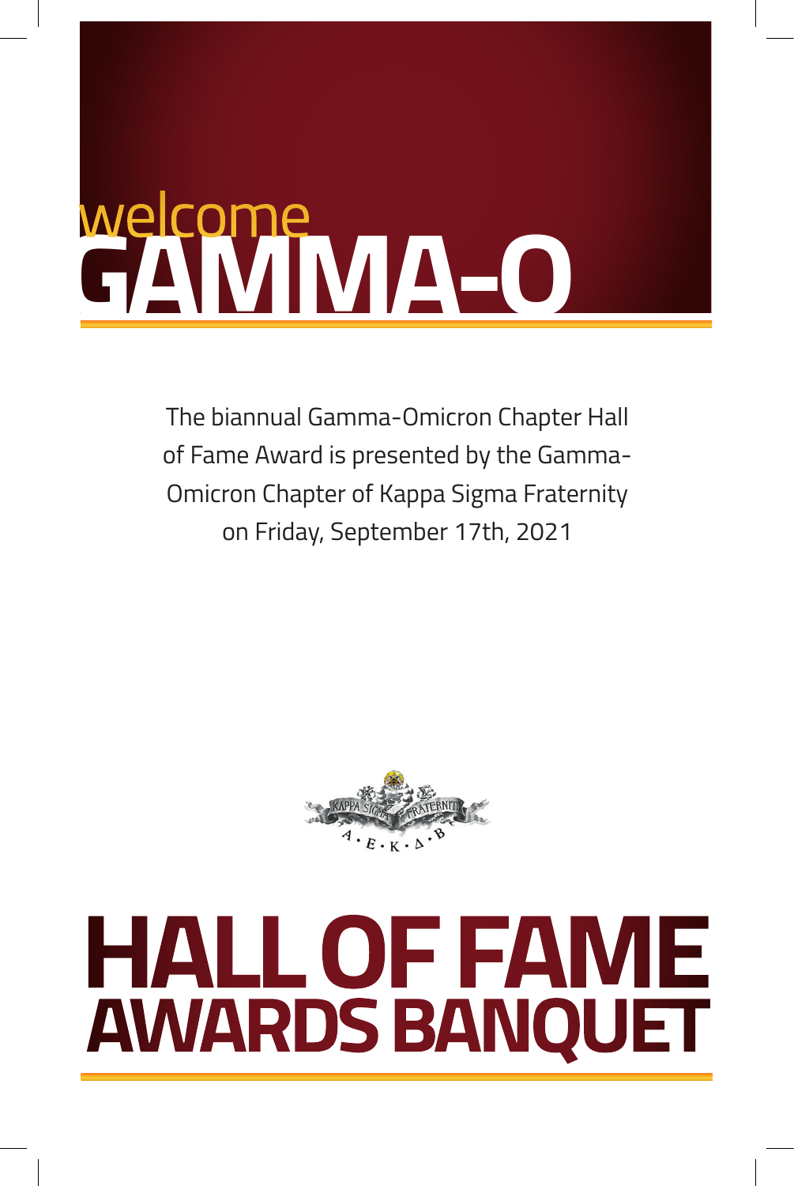welcome

# GAMMA-O

The biannual Gamma-Omicron Chapter Hall of Fame Award is presented by the Gamma-Omicron Chapter of Kappa Sigma Fraternity on Friday, September 17th, 2021

# HALL OF FAME AWARDS BANQUET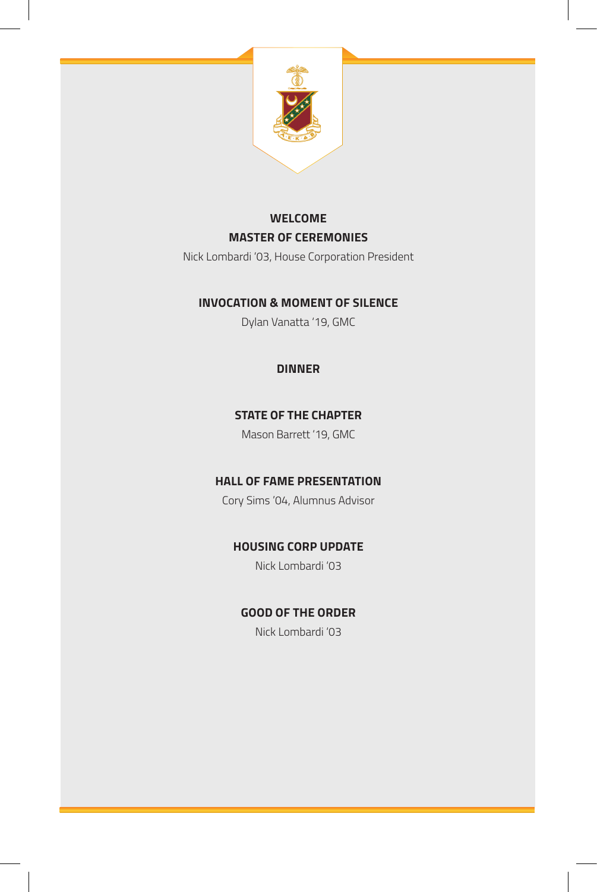**WELCOME**

**MASTER OF CEREMONIES**

Nick Lombardi '03, House Corporation President

**INVOCATION & MOMENT OF SILENCE**

Dylan Vanatta '19, GMC

**DINNER**

**STATE OF THE CHAPTER**

Mason Barrett '19, GMC

**HALL OF FAME PRESENTATION**

Cory Sims '04, Alumnus Advisor

**HOUSING CORP UPDATE**

Nick Lombardi '03

**GOOD OF THE ORDER**

Nick Lombardi '03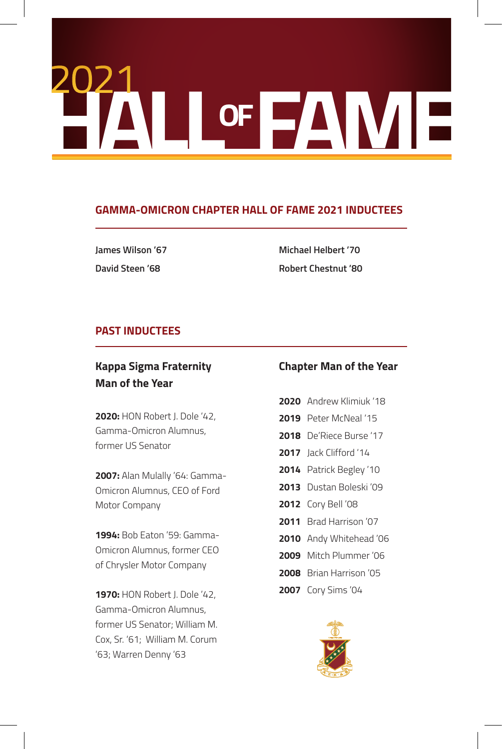# 2021 HALL OF FAME

## GAMMA-OMICRON CHAPTER HALL OF FAME 2021 INDUCTEES

**James Wilson '67**

**David Steen '68**

**Michael Helbert '70**

**Robert Chestnut '80**

## PAST INDUCTEES

### Kappa Sigma Fraternity Man of the Year

**2020:** HON Robert J. Dole '42, Gamma-Omicron Alumnus, former US Senator

**2007:** Alan Mulally '64: Gamma-Omicron Alumnus, CEO of Ford Motor Company

**1994:** Bob Eaton '59: Gamma-Omicron Alumnus, former CEO of Chrysler Motor Company

**1970:** HON Robert J. Dole '42, Gamma-Omicron Alumnus, former US Senator; William M. Cox, Sr. '61; William M. Corum '63; Warren Denny '63

### Chapter Man of the Year

**2020** Andrew Klimiuk '18
**2019** Peter McNeal '15
**2018** De'Riece Burse '17
**2017** Jack Clifford '14
**2014** Patrick Begley '10
**2013** Dustan Boleski '09
**2012** Cory Bell '08
**2011** Brad Harrison '07
**2010** Andy Whitehead '06
**2009** Mitch Plummer '06
**2008** Brian Harrison '05
**2007** Cory Sims '04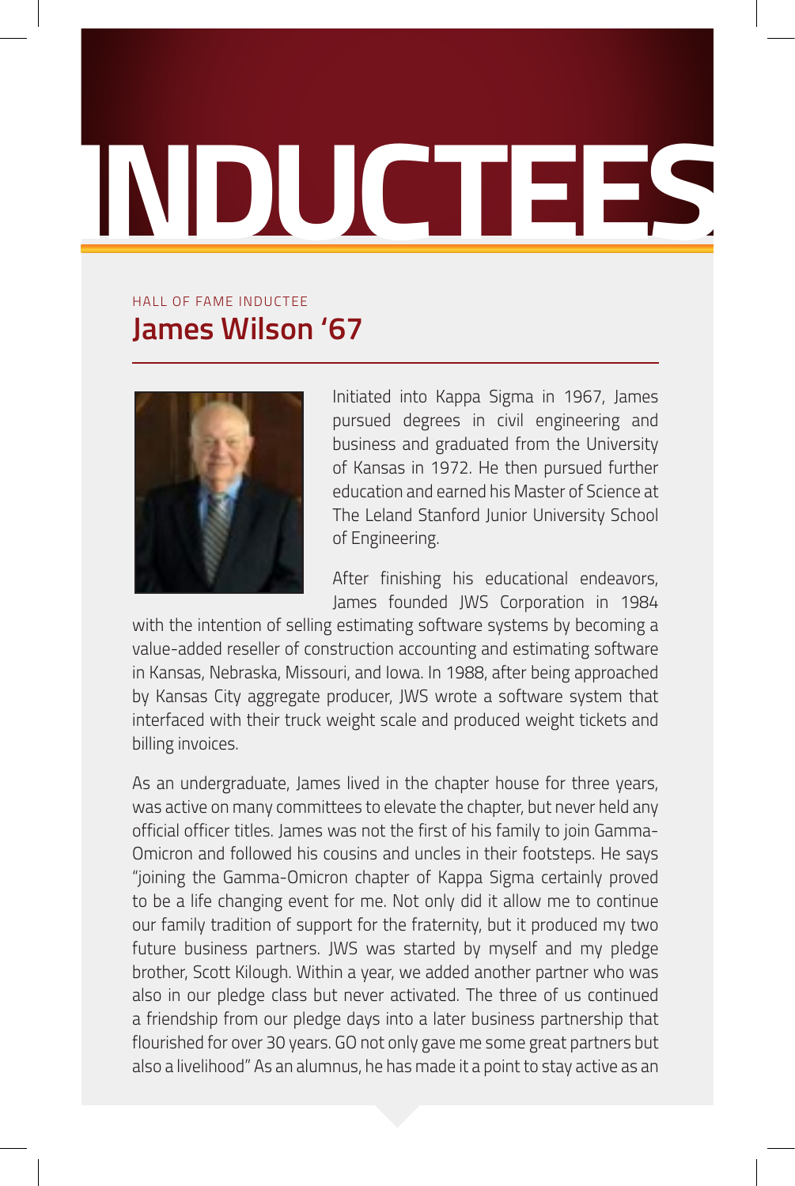# INDUCTEES

HALL OF FAME INDUCTEE

## James Wilson '67

Initiated into Kappa Sigma in 1967, James pursued degrees in civil engineering and business and graduated from the University of Kansas in 1972. He then pursued further education and earned his Master of Science at The Leland Stanford Junior University School of Engineering.

After finishing his educational endeavors, James founded JWS Corporation in 1984 with the intention of selling estimating software systems by becoming a value-added reseller of construction accounting and estimating software in Kansas, Nebraska, Missouri, and Iowa. In 1988, after being approached by Kansas City aggregate producer, JWS wrote a software system that interfaced with their truck weight scale and produced weight tickets and billing invoices.

As an undergraduate, James lived in the chapter house for three years, was active on many committees to elevate the chapter, but never held any official officer titles. James was not the first of his family to join Gamma-Omicron and followed his cousins and uncles in their footsteps. He says "joining the Gamma-Omicron chapter of Kappa Sigma certainly proved to be a life changing event for me. Not only did it allow me to continue our family tradition of support for the fraternity, but it produced my two future business partners. JWS was started by myself and my pledge brother, Scott Kilough. Within a year, we added another partner who was also in our pledge class but never activated. The three of us continued a friendship from our pledge days into a later business partnership that flourished for over 30 years. GO not only gave me some great partners but also a livelihood" As an alumnus, he has made it a point to stay active as an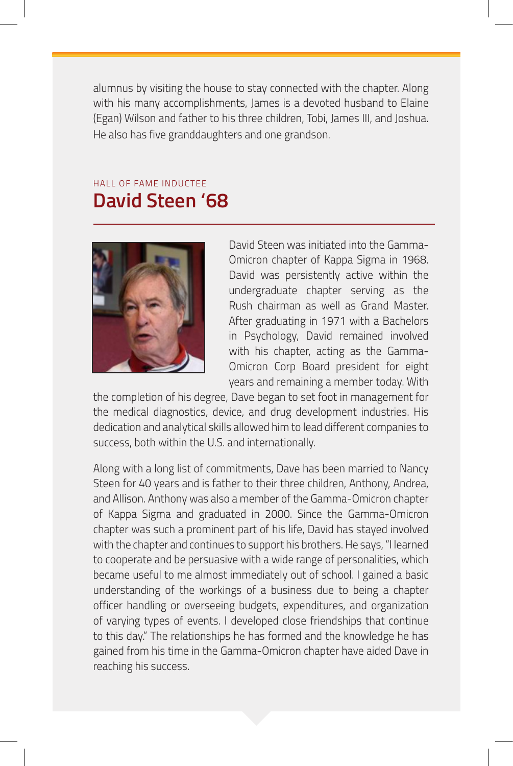alumnus by visiting the house to stay connected with the chapter. Along with his many accomplishments, James is a devoted husband to Elaine (Egan) Wilson and father to his three children, Tobi, James III, and Joshua. He also has five granddaughters and one grandson.

HALL OF FAME INDUCTEE

## David Steen '68

David Steen was initiated into the Gamma-Omicron chapter of Kappa Sigma in 1968. David was persistently active within the undergraduate chapter serving as the Rush chairman as well as Grand Master. After graduating in 1971 with a Bachelors in Psychology, David remained involved with his chapter, acting as the Gamma-Omicron Corp Board president for eight years and remaining a member today. With the completion of his degree, Dave began to set foot in management for the medical diagnostics, device, and drug development industries. His dedication and analytical skills allowed him to lead different companies to success, both within the U.S. and internationally.

Along with a long list of commitments, Dave has been married to Nancy Steen for 40 years and is father to their three children, Anthony, Andrea, and Allison. Anthony was also a member of the Gamma-Omicron chapter of Kappa Sigma and graduated in 2000. Since the Gamma-Omicron chapter was such a prominent part of his life, David has stayed involved with the chapter and continues to support his brothers. He says, "I learned to cooperate and be persuasive with a wide range of personalities, which became useful to me almost immediately out of school. I gained a basic understanding of the workings of a business due to being a chapter officer handling or overseeing budgets, expenditures, and organization of varying types of events. I developed close friendships that continue to this day." The relationships he has formed and the knowledge he has gained from his time in the Gamma-Omicron chapter have aided Dave in reaching his success.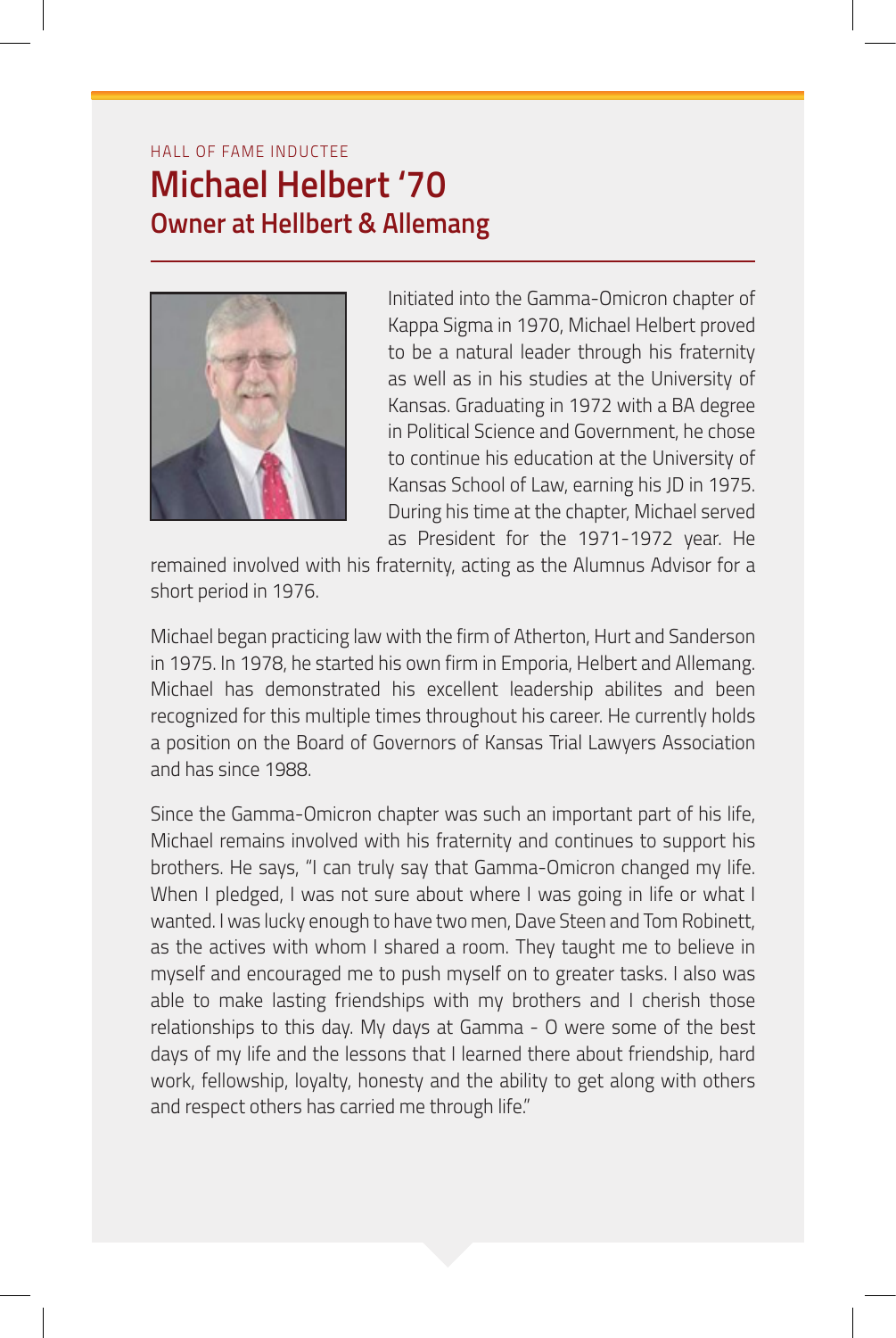HALL OF FAME INDUCTEE

# Michael Helbert '70

## Owner at Hellbert & Allemang

Initiated into the Gamma-Omicron chapter of Kappa Sigma in 1970, Michael Helbert proved to be a natural leader through his fraternity as well as in his studies at the University of Kansas. Graduating in 1972 with a BA degree in Political Science and Government, he chose to continue his education at the University of Kansas School of Law, earning his JD in 1975. During his time at the chapter, Michael served as President for the 1971-1972 year. He remained involved with his fraternity, acting as the Alumnus Advisor for a short period in 1976.

Michael began practicing law with the firm of Atherton, Hurt and Sanderson in 1975. In 1978, he started his own firm in Emporia, Helbert and Allemang. Michael has demonstrated his excellent leadership abilites and been recognized for this multiple times throughout his career. He currently holds a position on the Board of Governors of Kansas Trial Lawyers Association and has since 1988.

Since the Gamma-Omicron chapter was such an important part of his life, Michael remains involved with his fraternity and continues to support his brothers. He says, "I can truly say that Gamma-Omicron changed my life. When I pledged, I was not sure about where I was going in life or what I wanted. I was lucky enough to have two men, Dave Steen and Tom Robinett, as the actives with whom I shared a room. They taught me to believe in myself and encouraged me to push myself on to greater tasks. I also was able to make lasting friendships with my brothers and I cherish those relationships to this day. My days at Gamma - O were some of the best days of my life and the lessons that I learned there about friendship, hard work, fellowship, loyalty, honesty and the ability to get along with others and respect others has carried me through life."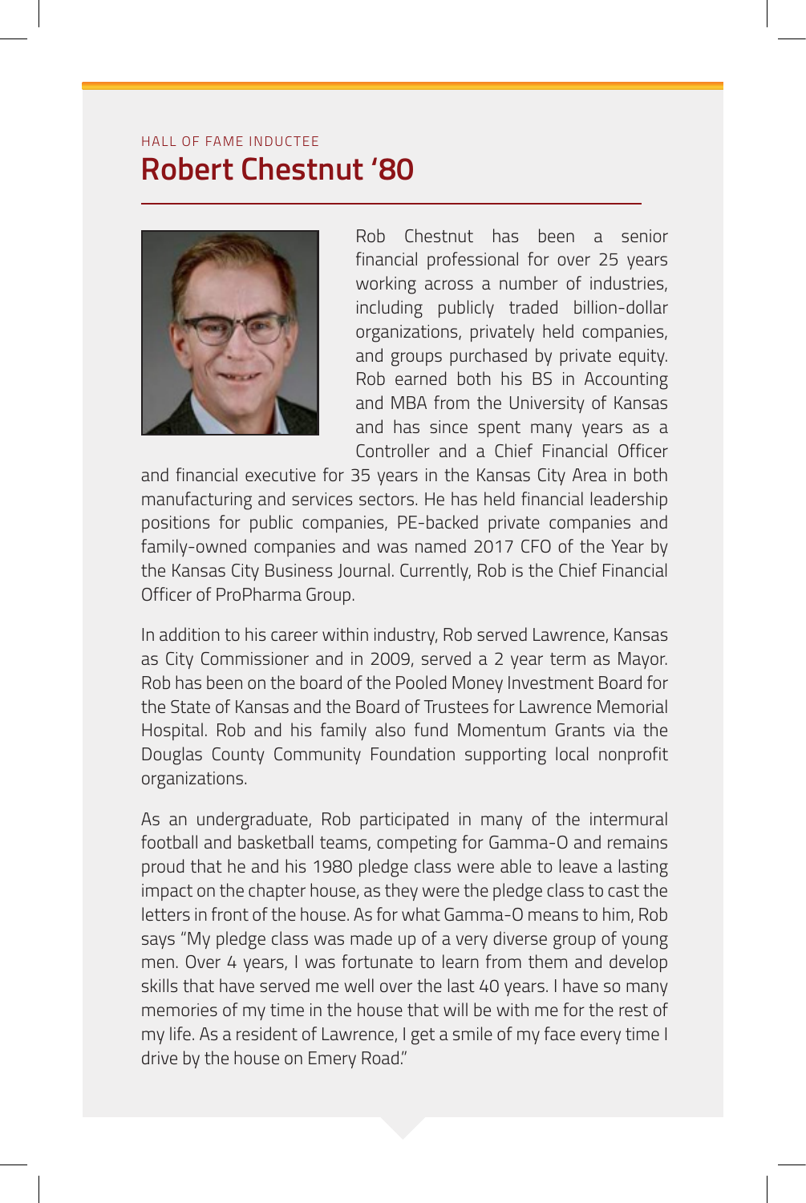HALL OF FAME INDUCTEE

## Robert Chestnut '80

Rob Chestnut has been a senior financial professional for over 25 years working across a number of industries, including publicly traded billion-dollar organizations, privately held companies, and groups purchased by private equity. Rob earned both his BS in Accounting and MBA from the University of Kansas and has since spent many years as a Controller and a Chief Financial Officer and financial executive for 35 years in the Kansas City Area in both manufacturing and services sectors. He has held financial leadership positions for public companies, PE-backed private companies and family-owned companies and was named 2017 CFO of the Year by the Kansas City Business Journal. Currently, Rob is the Chief Financial Officer of ProPharma Group.

In addition to his career within industry, Rob served Lawrence, Kansas as City Commissioner and in 2009, served a 2 year term as Mayor. Rob has been on the board of the Pooled Money Investment Board for the State of Kansas and the Board of Trustees for Lawrence Memorial Hospital. Rob and his family also fund Momentum Grants via the Douglas County Community Foundation supporting local nonprofit organizations.

As an undergraduate, Rob participated in many of the intermural football and basketball teams, competing for Gamma-O and remains proud that he and his 1980 pledge class were able to leave a lasting impact on the chapter house, as they were the pledge class to cast the letters in front of the house. As for what Gamma-O means to him, Rob says "My pledge class was made up of a very diverse group of young men. Over 4 years, I was fortunate to learn from them and develop skills that have served me well over the last 40 years. I have so many memories of my time in the house that will be with me for the rest of my life. As a resident of Lawrence, I get a smile of my face every time I drive by the house on Emery Road."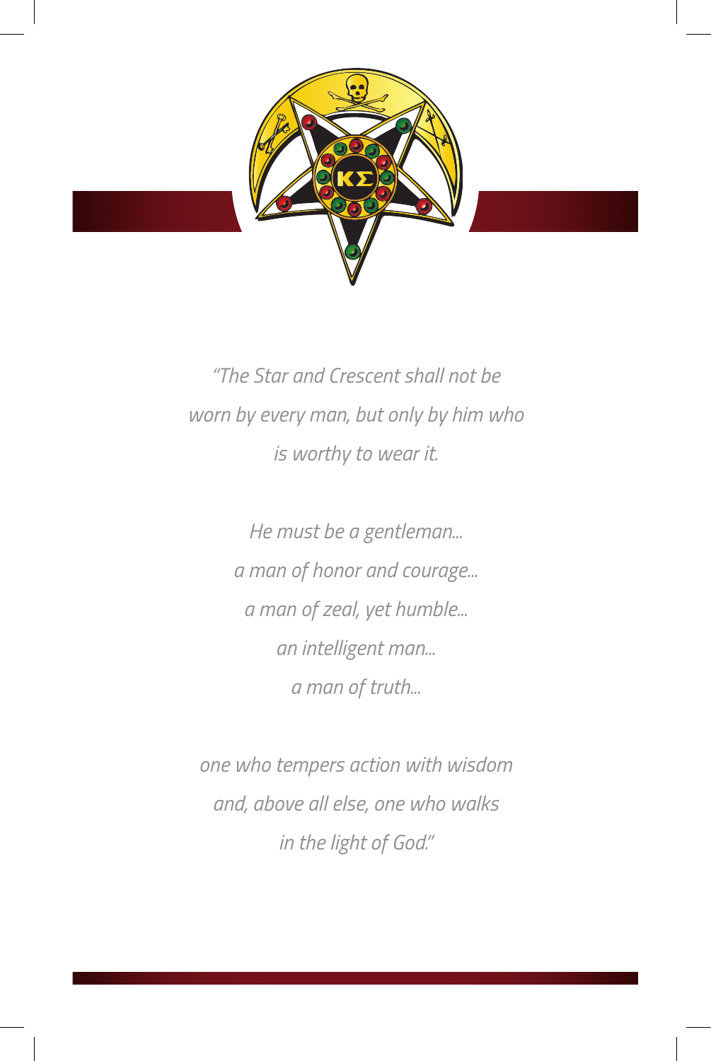*"The Star and Crescent shall not be worn by every man, but only by him who is worthy to wear it.*

*He must be a gentleman...*
*a man of honor and courage...*
*a man of zeal, yet humble...*
*an intelligent man...*
*a man of truth...*

*one who tempers action with wisdom and, above all else, one who walks in the light of God."*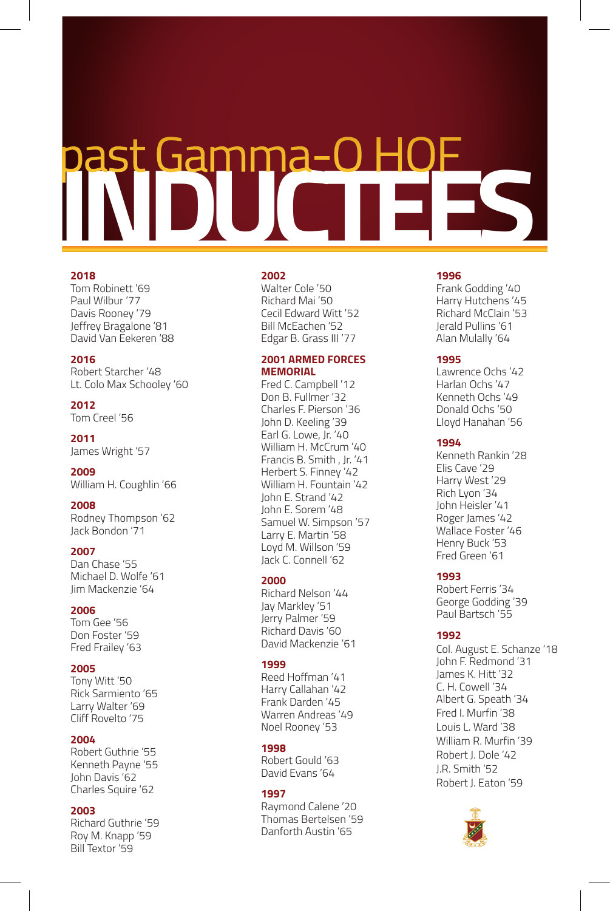# past Gamma-O HOF INDUCTEES

**2018**
Tom Robinett '69
Paul Wilbur '77
Davis Rooney '79
Jeffrey Bragalone '81
David Van Eekeren '88

**2016**
Robert Starcher '48
Lt. Colo Max Schooley '60

**2012**
Tom Creel '56

**2011**
James Wright '57

**2009**
William H. Coughlin '66

**2008**
Rodney Thompson '62
Jack Bondon '71

**2007**
Dan Chase '55
Michael D. Wolfe '61
Jim Mackenzie '64

**2006**
Tom Gee '56
Don Foster '59
Fred Frailey '63

**2005**
Tony Witt '50
Rick Sarmiento '65
Larry Walter '69
Cliff Rovelto '75

**2004**
Robert Guthrie '55
Kenneth Payne '55
John Davis '62
Charles Squire '62

**2003**
Richard Guthrie '59
Roy M. Knapp '59
Bill Textor '59

**2002**
Walter Cole '50
Richard Mai '50
Cecil Edward Witt '52
Bill McEachen '52
Edgar B. Grass III '77

**2001 ARMED FORCES MEMORIAL**
Fred C. Campbell '12
Don B. Fullmer '32
Charles F. Pierson '36
John D. Keeling '39
Earl G. Lowe, Jr. '40
William H. McCrum '40
Francis B. Smith , Jr. '41
Herbert S. Finney '42
William H. Fountain '42
John E. Strand '42
John E. Sorem '48
Samuel W. Simpson '57
Larry E. Martin '58
Loyd M. Willson '59
Jack C. Connell '62

**2000**
Richard Nelson '44
Jay Markley '51
Jerry Palmer '59
Richard Davis '60
David Mackenzie '61

**1999**
Reed Hoffman '41
Harry Callahan '42
Frank Darden '45
Warren Andreas '49
Noel Rooney '53

**1998**
Robert Gould '63
David Evans '64

**1997**
Raymond Calene '20
Thomas Bertelsen '59
Danforth Austin '65

**1996**
Frank Godding '40
Harry Hutchens '45
Richard McClain '53
Jerald Pullins '61
Alan Mulally '64

**1995**
Lawrence Ochs '42
Harlan Ochs '47
Kenneth Ochs '49
Donald Ochs '50
Lloyd Hanahan '56

**1994**
Kenneth Rankin '28
Elis Cave '29
Harry West '29
Rich Lyon '34
John Heisler '41
Roger James '42
Wallace Foster '46
Henry Buck '53
Fred Green '61

**1993**
Robert Ferris '34
George Godding '39
Paul Bartsch '55

**1992**
Col. August E. Schanze '18
John F. Redmond '31
James K. Hitt '32
C. H. Cowell '34
Albert G. Speath '34
Fred I. Murfin '38
Louis L. Ward '38
William R. Murfin '39
Robert J. Dole '42
J.R. Smith '52
Robert J. Eaton '59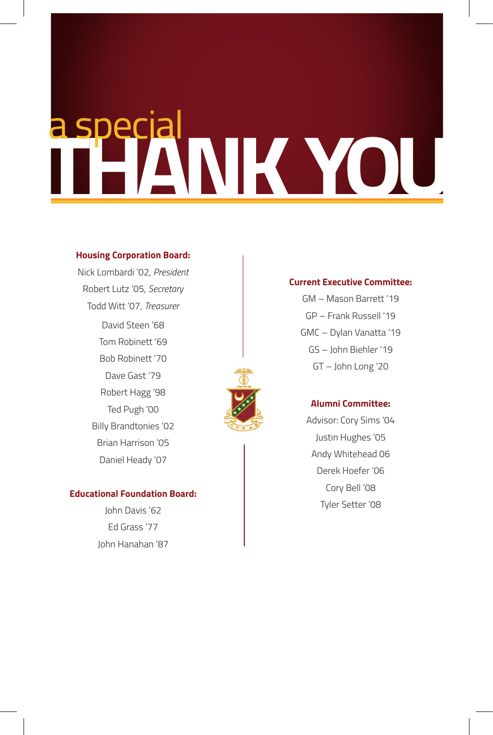# a special THANK YOU

**Housing Corporation Board:**

Nick Lombardi '02, *President*

Robert Lutz '05, *Secretary*

Todd Witt '07, *Treasurer*

David Steen '68

Tom Robinett '69

Bob Robinett '70

Dave Gast '79

Robert Hagg '98

Ted Pugh '00

Billy Brandtonies '02

Brian Harrison '05

Daniel Heady '07

**Educational Foundation Board:**

John Davis '62

Ed Grass '77

John Hanahan '87

**Current Executive Committee:**

GM – Mason Barrett '19

GP – Frank Russell '19

GMC – Dylan Vanatta '19

GS – John Biehler '19

GT – John Long '20

**Alumni Committee:**

Advisor: Cory Sims '04

Justin Hughes '05

Andy Whitehead 06

Derek Hoefer '06

Cory Bell '08

Tyler Setter '08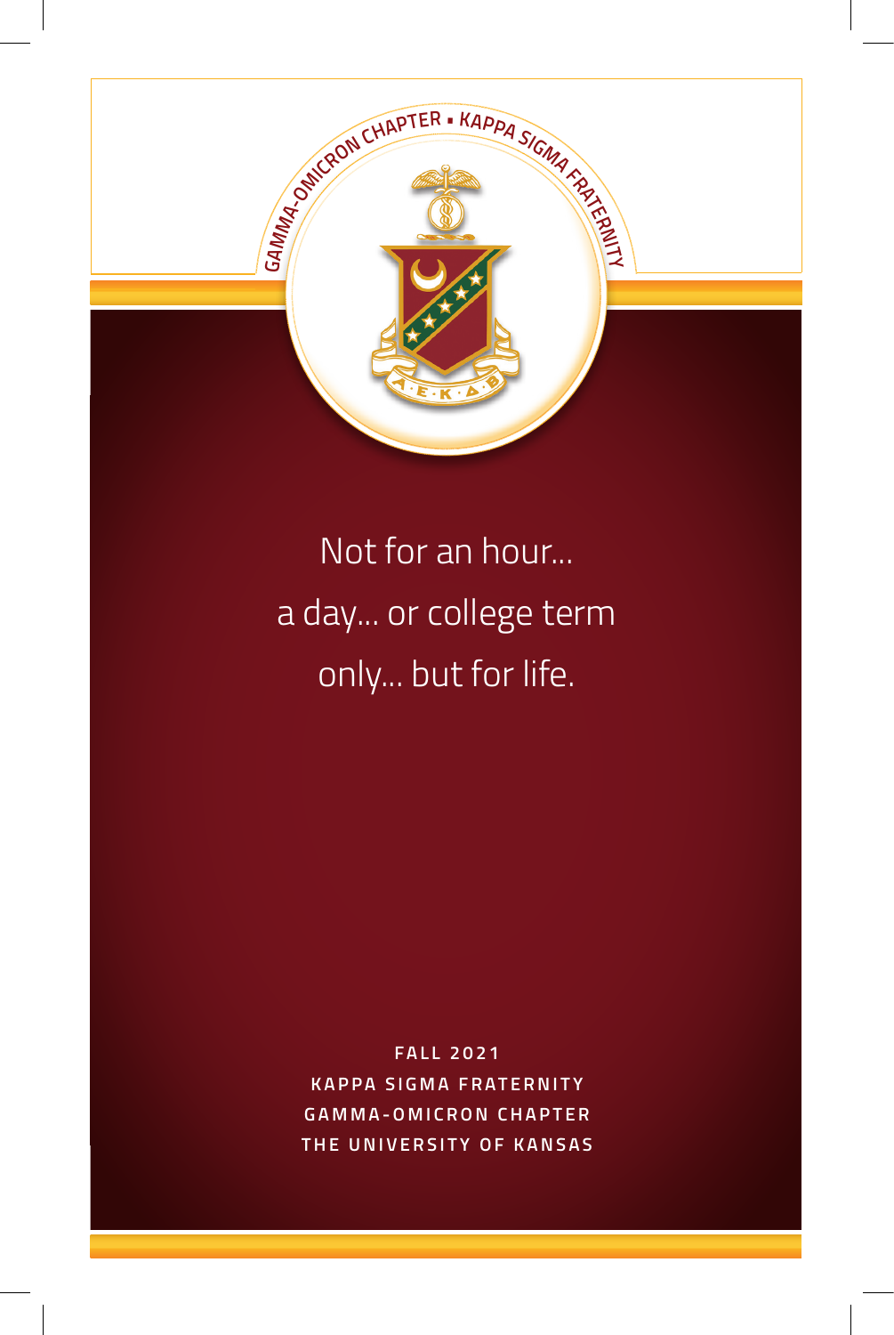GAMMA-OMICRON CHAPTER ▪ KAPPA SIGMA FRATERNITY

A·E·K·Δ·B

Not for an hour...
a day... or college term
only... but for life.

FALL 2021
KAPPA SIGMA FRATERNITY
GAMMA-OMICRON CHAPTER
THE UNIVERSITY OF KANSAS